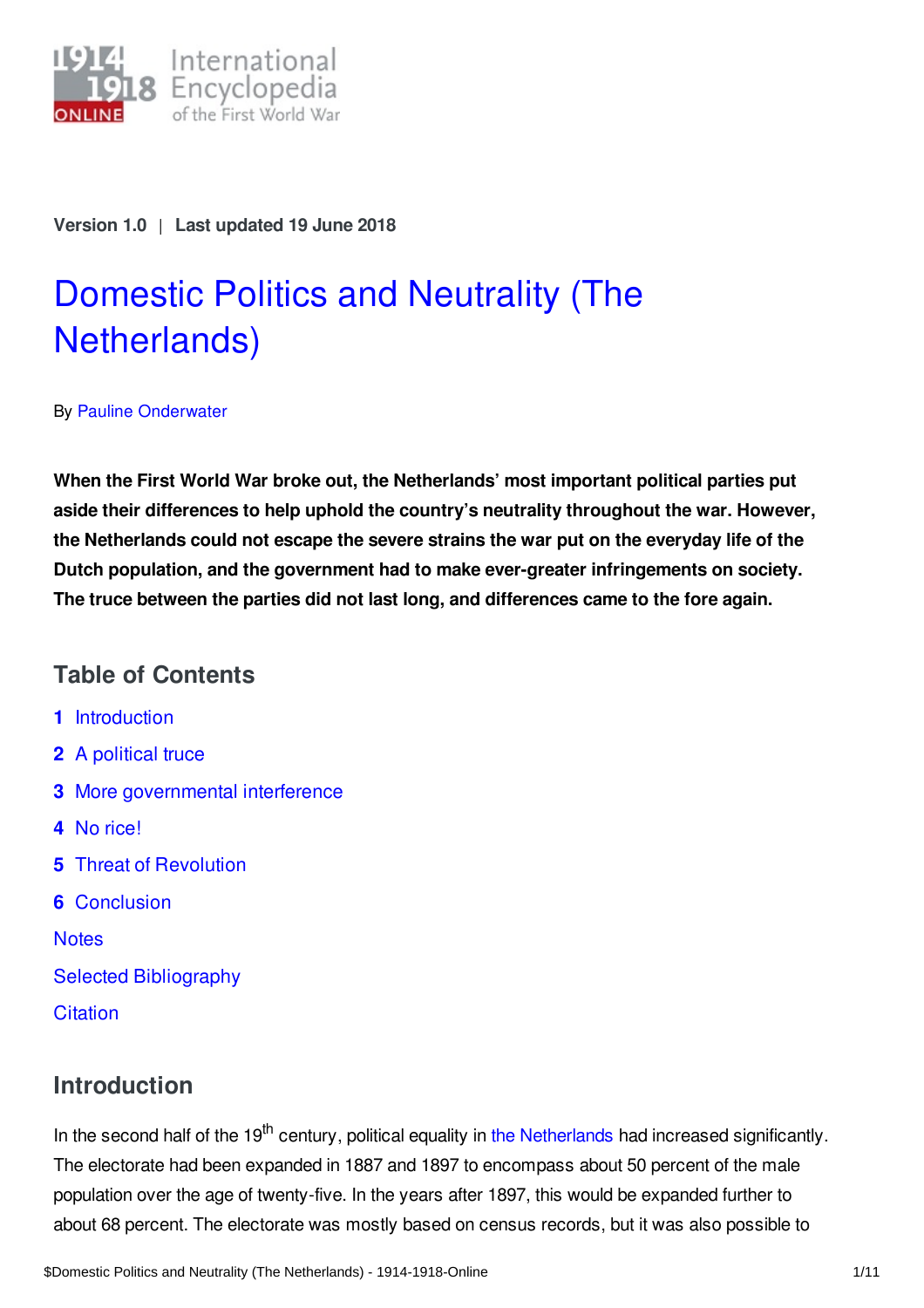Version 1.0 | Last updated 19 June 2018

# Domestic Politics and Neutrality (The Netherlands)

By Pauline Onderwater

**When the First World War broke out, the Netherlands' most important political parties put aside their differences to help uphold the country's neutrality throughout the war. However, the Netherlands could not escape the severe strains the war put on the everyday life of the Dutch population, and the government had to make ever-greater infringements on society. The truce between the parties did not last long, and differences came to the fore again.**

## Table of Contents

1. Introduction
2. A political truce
3. More governmental interference
4. No rice!
5. Threat of Revolution
6. Conclusion

Notes

Selected Bibliography

Citation

## Introduction

In the second half of the 19$^{th}$ century, political equality in the Netherlands had increased significantly. The electorate had been expanded in 1887 and 1897 to encompass about 50 percent of the male population over the age of twenty-five. In the years after 1897, this would be expanded further to about 68 percent. The electorate was mostly based on census records, but it was also possible to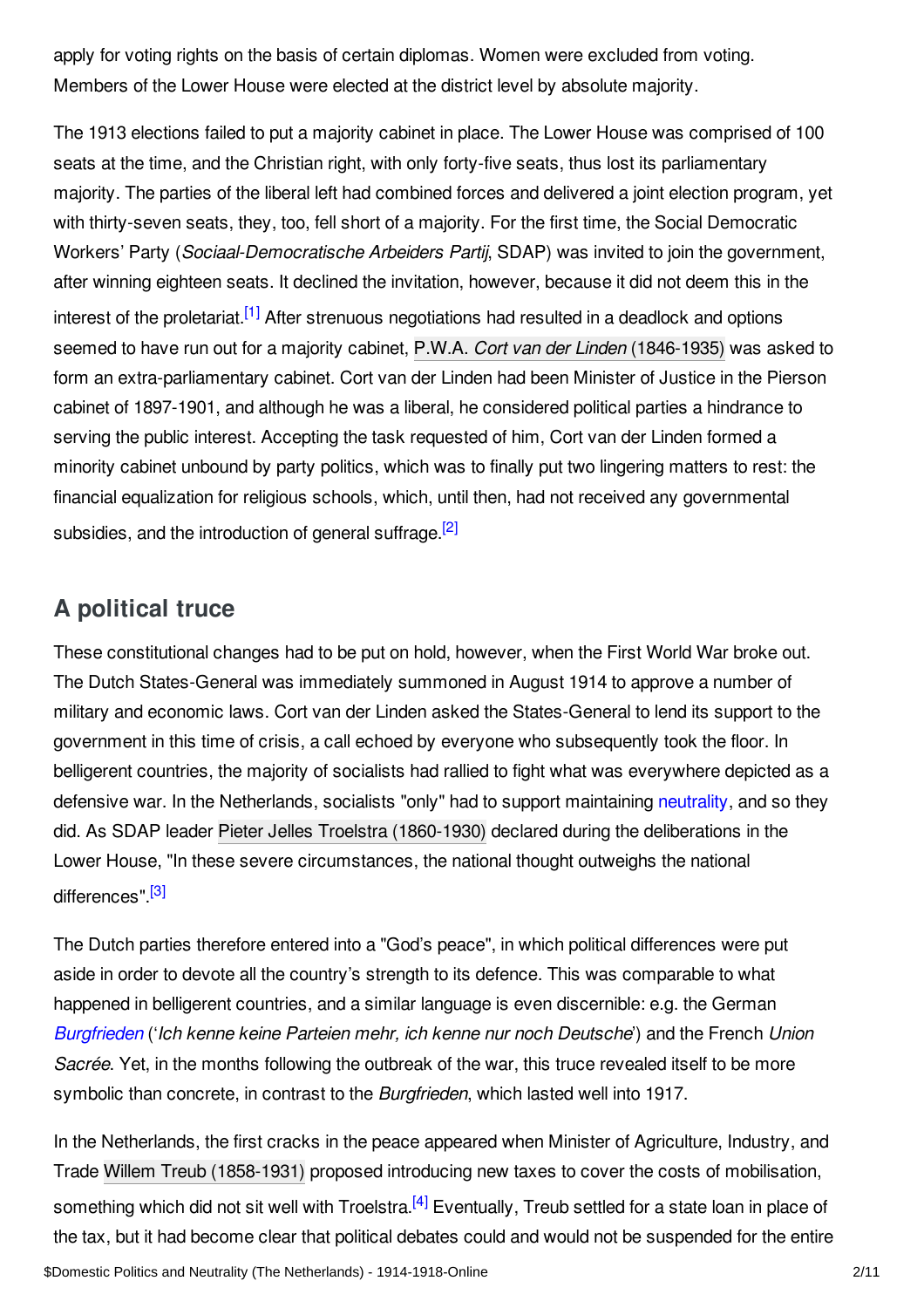apply for voting rights on the basis of certain diplomas. Women were excluded from voting. Members of the Lower House were elected at the district level by absolute majority.

The 1913 elections failed to put a majority cabinet in place. The Lower House was comprised of 100 seats at the time, and the Christian right, with only forty-five seats, thus lost its parliamentary majority. The parties of the liberal left had combined forces and delivered a joint election program, yet with thirty-seven seats, they, too, fell short of a majority. For the first time, the Social Democratic Workers' Party (*Sociaal-Democratische Arbeiders Partij*, SDAP) was invited to join the government, after winning eighteen seats. It declined the invitation, however, because it did not deem this in the interest of the proletariat.[1] After strenuous negotiations had resulted in a deadlock and options seemed to have run out for a majority cabinet, P.W.A. *Cort van der Linden* (1846-1935) was asked to form an extra-parliamentary cabinet. Cort van der Linden had been Minister of Justice in the Pierson cabinet of 1897-1901, and although he was a liberal, he considered political parties a hindrance to serving the public interest. Accepting the task requested of him, Cort van der Linden formed a minority cabinet unbound by party politics, which was to finally put two lingering matters to rest: the financial equalization for religious schools, which, until then, had not received any governmental subsidies, and the introduction of general suffrage.[2]

## A political truce

These constitutional changes had to be put on hold, however, when the First World War broke out. The Dutch States-General was immediately summoned in August 1914 to approve a number of military and economic laws. Cort van der Linden asked the States-General to lend its support to the government in this time of crisis, a call echoed by everyone who subsequently took the floor. In belligerent countries, the majority of socialists had rallied to fight what was everywhere depicted as a defensive war. In the Netherlands, socialists "only" had to support maintaining neutrality, and so they did. As SDAP leader Pieter Jelles Troelstra (1860-1930) declared during the deliberations in the Lower House, "In these severe circumstances, the national thought outweighs the national differences".[3]

The Dutch parties therefore entered into a "God's peace", in which political differences were put aside in order to devote all the country's strength to its defence. This was comparable to what happened in belligerent countries, and a similar language is even discernible: e.g. the German *Burgfrieden* ('*Ich kenne keine Parteien mehr, ich kenne nur noch Deutsche*') and the French *Union Sacrée*. Yet, in the months following the outbreak of the war, this truce revealed itself to be more symbolic than concrete, in contrast to the *Burgfrieden*, which lasted well into 1917.

In the Netherlands, the first cracks in the peace appeared when Minister of Agriculture, Industry, and Trade Willem Treub (1858-1931) proposed introducing new taxes to cover the costs of mobilisation, something which did not sit well with Troelstra.[4] Eventually, Treub settled for a state loan in place of the tax, but it had become clear that political debates could and would not be suspended for the entire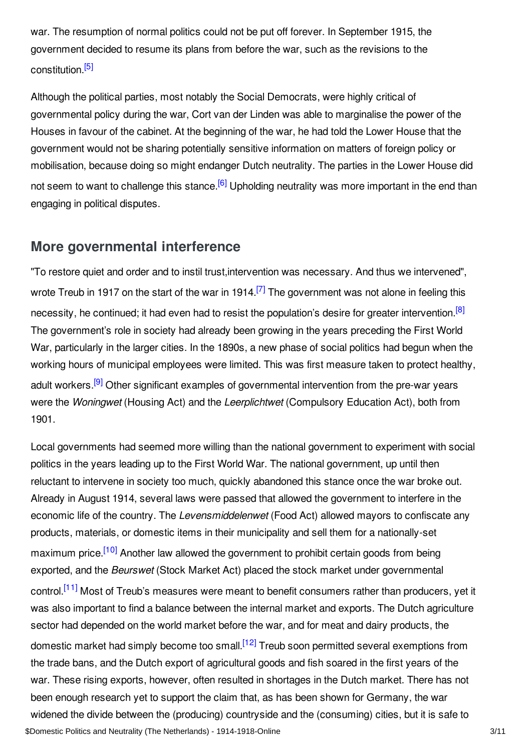war. The resumption of normal politics could not be put off forever. In September 1915, the government decided to resume its plans from before the war, such as the revisions to the constitution.[5]

Although the political parties, most notably the Social Democrats, were highly critical of governmental policy during the war, Cort van der Linden was able to marginalise the power of the Houses in favour of the cabinet. At the beginning of the war, he had told the Lower House that the government would not be sharing potentially sensitive information on matters of foreign policy or mobilisation, because doing so might endanger Dutch neutrality. The parties in the Lower House did not seem to want to challenge this stance.[6] Upholding neutrality was more important in the end than engaging in political disputes.

## More governmental interference

"To restore quiet and order and to instil trust,intervention was necessary. And thus we intervened", wrote Treub in 1917 on the start of the war in 1914.[7] The government was not alone in feeling this necessity, he continued; it had even had to resist the population's desire for greater intervention.[8] The government's role in society had already been growing in the years preceding the First World War, particularly in the larger cities. In the 1890s, a new phase of social politics had begun when the working hours of municipal employees were limited. This was first measure taken to protect healthy, adult workers.[9] Other significant examples of governmental intervention from the pre-war years were the *Woningwet* (Housing Act) and the *Leerplichtwet* (Compulsory Education Act), both from 1901.

Local governments had seemed more willing than the national government to experiment with social politics in the years leading up to the First World War. The national government, up until then reluctant to intervene in society too much, quickly abandoned this stance once the war broke out. Already in August 1914, several laws were passed that allowed the government to interfere in the economic life of the country. The *Levensmiddelenwet* (Food Act) allowed mayors to confiscate any products, materials, or domestic items in their municipality and sell them for a nationally-set maximum price.[10] Another law allowed the government to prohibit certain goods from being exported, and the *Beurswet* (Stock Market Act) placed the stock market under governmental control.[11] Most of Treub's measures were meant to benefit consumers rather than producers, yet it was also important to find a balance between the internal market and exports. The Dutch agriculture sector had depended on the world market before the war, and for meat and dairy products, the domestic market had simply become too small.[12] Treub soon permitted several exemptions from the trade bans, and the Dutch export of agricultural goods and fish soared in the first years of the war. These rising exports, however, often resulted in shortages in the Dutch market. There has not been enough research yet to support the claim that, as has been shown for Germany, the war widened the divide between the (producing) countryside and the (consuming) cities, but it is safe to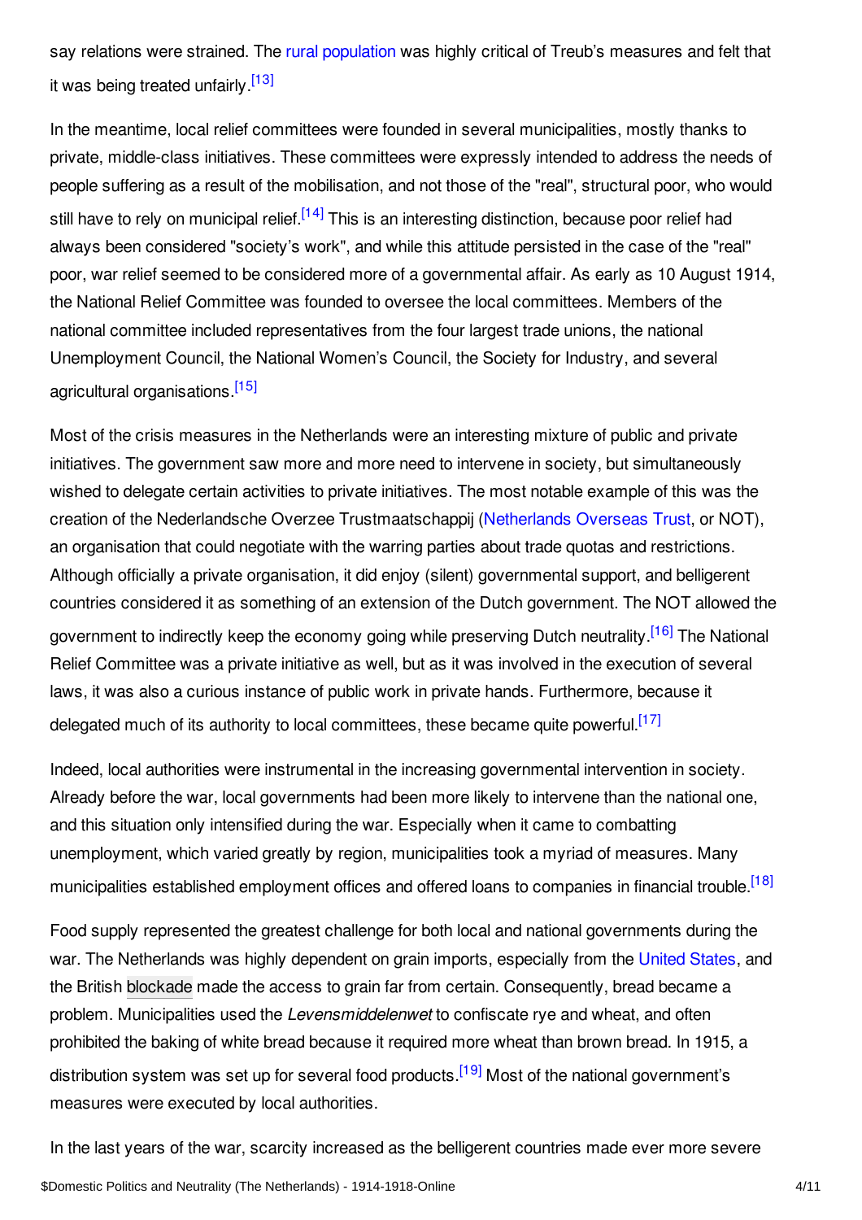say relations were strained. The rural population was highly critical of Treub's measures and felt that it was being treated unfairly.[13]

In the meantime, local relief committees were founded in several municipalities, mostly thanks to private, middle-class initiatives. These committees were expressly intended to address the needs of people suffering as a result of the mobilisation, and not those of the "real", structural poor, who would still have to rely on municipal relief.[14] This is an interesting distinction, because poor relief had always been considered "society's work", and while this attitude persisted in the case of the "real" poor, war relief seemed to be considered more of a governmental affair. As early as 10 August 1914, the National Relief Committee was founded to oversee the local committees. Members of the national committee included representatives from the four largest trade unions, the national Unemployment Council, the National Women's Council, the Society for Industry, and several agricultural organisations.[15]

Most of the crisis measures in the Netherlands were an interesting mixture of public and private initiatives. The government saw more and more need to intervene in society, but simultaneously wished to delegate certain activities to private initiatives. The most notable example of this was the creation of the Nederlandsche Overzee Trustmaatschappij (Netherlands Overseas Trust, or NOT), an organisation that could negotiate with the warring parties about trade quotas and restrictions. Although officially a private organisation, it did enjoy (silent) governmental support, and belligerent countries considered it as something of an extension of the Dutch government. The NOT allowed the government to indirectly keep the economy going while preserving Dutch neutrality.[16] The National Relief Committee was a private initiative as well, but as it was involved in the execution of several laws, it was also a curious instance of public work in private hands. Furthermore, because it delegated much of its authority to local committees, these became quite powerful.[17]

Indeed, local authorities were instrumental in the increasing governmental intervention in society. Already before the war, local governments had been more likely to intervene than the national one, and this situation only intensified during the war. Especially when it came to combatting unemployment, which varied greatly by region, municipalities took a myriad of measures. Many municipalities established employment offices and offered loans to companies in financial trouble.[18]

Food supply represented the greatest challenge for both local and national governments during the war. The Netherlands was highly dependent on grain imports, especially from the United States, and the British blockade made the access to grain far from certain. Consequently, bread became a problem. Municipalities used the *Levensmiddelenwet* to confiscate rye and wheat, and often prohibited the baking of white bread because it required more wheat than brown bread. In 1915, a distribution system was set up for several food products.[19] Most of the national government's measures were executed by local authorities.

In the last years of the war, scarcity increased as the belligerent countries made ever more severe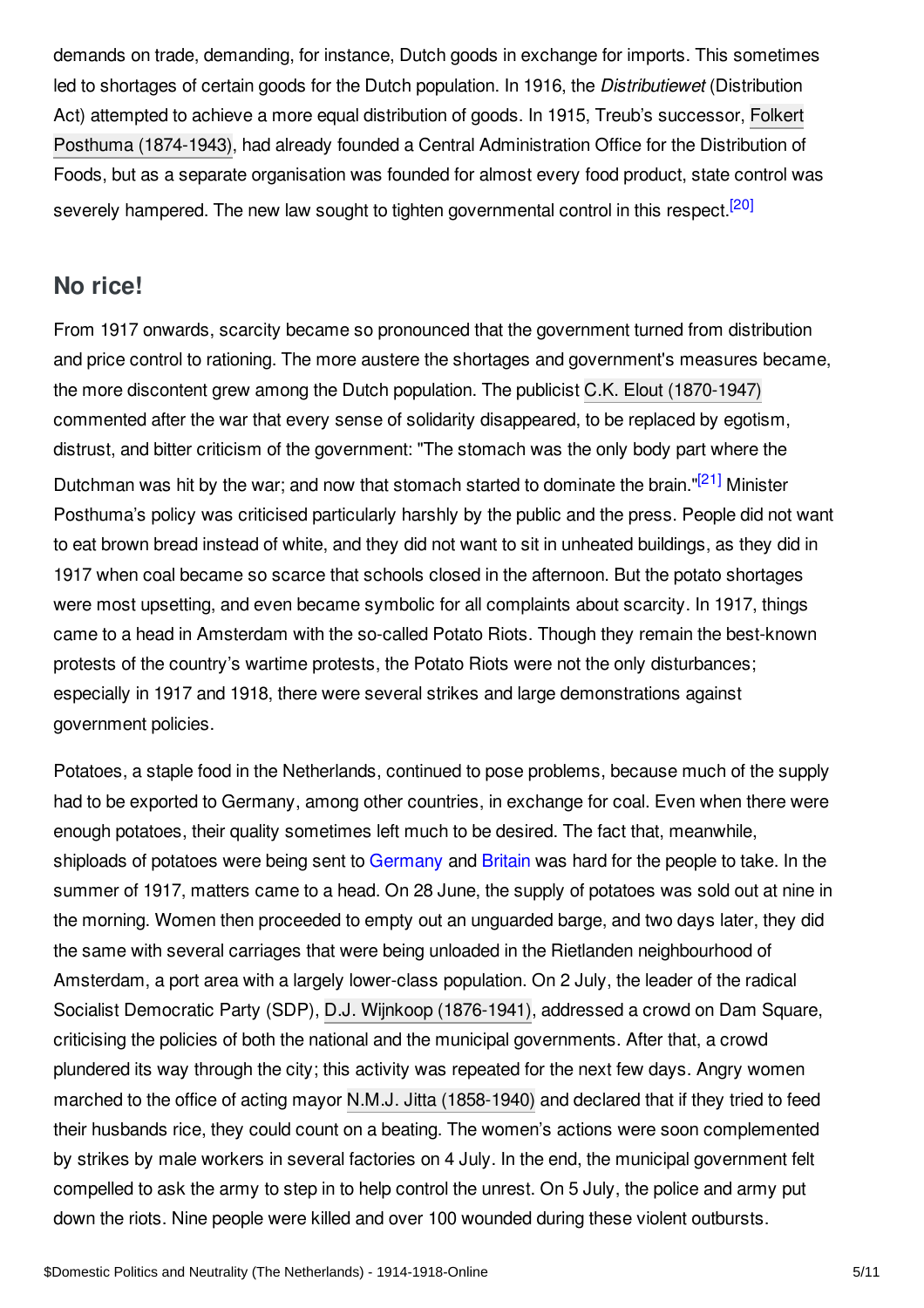demands on trade, demanding, for instance, Dutch goods in exchange for imports. This sometimes led to shortages of certain goods for the Dutch population. In 1916, the *Distributiewet* (Distribution Act) attempted to achieve a more equal distribution of goods. In 1915, Treub's successor, Folkert Posthuma (1874-1943), had already founded a Central Administration Office for the Distribution of Foods, but as a separate organisation was founded for almost every food product, state control was severely hampered. The new law sought to tighten governmental control in this respect.[20]

## No rice!

From 1917 onwards, scarcity became so pronounced that the government turned from distribution and price control to rationing. The more austere the shortages and government's measures became, the more discontent grew among the Dutch population. The publicist C.K. Elout (1870-1947) commented after the war that every sense of solidarity disappeared, to be replaced by egotism, distrust, and bitter criticism of the government: "The stomach was the only body part where the Dutchman was hit by the war; and now that stomach started to dominate the brain."[21] Minister Posthuma's policy was criticised particularly harshly by the public and the press. People did not want to eat brown bread instead of white, and they did not want to sit in unheated buildings, as they did in 1917 when coal became so scarce that schools closed in the afternoon. But the potato shortages were most upsetting, and even became symbolic for all complaints about scarcity. In 1917, things came to a head in Amsterdam with the so-called Potato Riots. Though they remain the best-known protests of the country's wartime protests, the Potato Riots were not the only disturbances; especially in 1917 and 1918, there were several strikes and large demonstrations against government policies.

Potatoes, a staple food in the Netherlands, continued to pose problems, because much of the supply had to be exported to Germany, among other countries, in exchange for coal. Even when there were enough potatoes, their quality sometimes left much to be desired. The fact that, meanwhile, shiploads of potatoes were being sent to Germany and Britain was hard for the people to take. In the summer of 1917, matters came to a head. On 28 June, the supply of potatoes was sold out at nine in the morning. Women then proceeded to empty out an unguarded barge, and two days later, they did the same with several carriages that were being unloaded in the Rietlanden neighbourhood of Amsterdam, a port area with a largely lower-class population. On 2 July, the leader of the radical Socialist Democratic Party (SDP), D.J. Wijnkoop (1876-1941), addressed a crowd on Dam Square, criticising the policies of both the national and the municipal governments. After that, a crowd plundered its way through the city; this activity was repeated for the next few days. Angry women marched to the office of acting mayor N.M.J. Jitta (1858-1940) and declared that if they tried to feed their husbands rice, they could count on a beating. The women's actions were soon complemented by strikes by male workers in several factories on 4 July. In the end, the municipal government felt compelled to ask the army to step in to help control the unrest. On 5 July, the police and army put down the riots. Nine people were killed and over 100 wounded during these violent outbursts.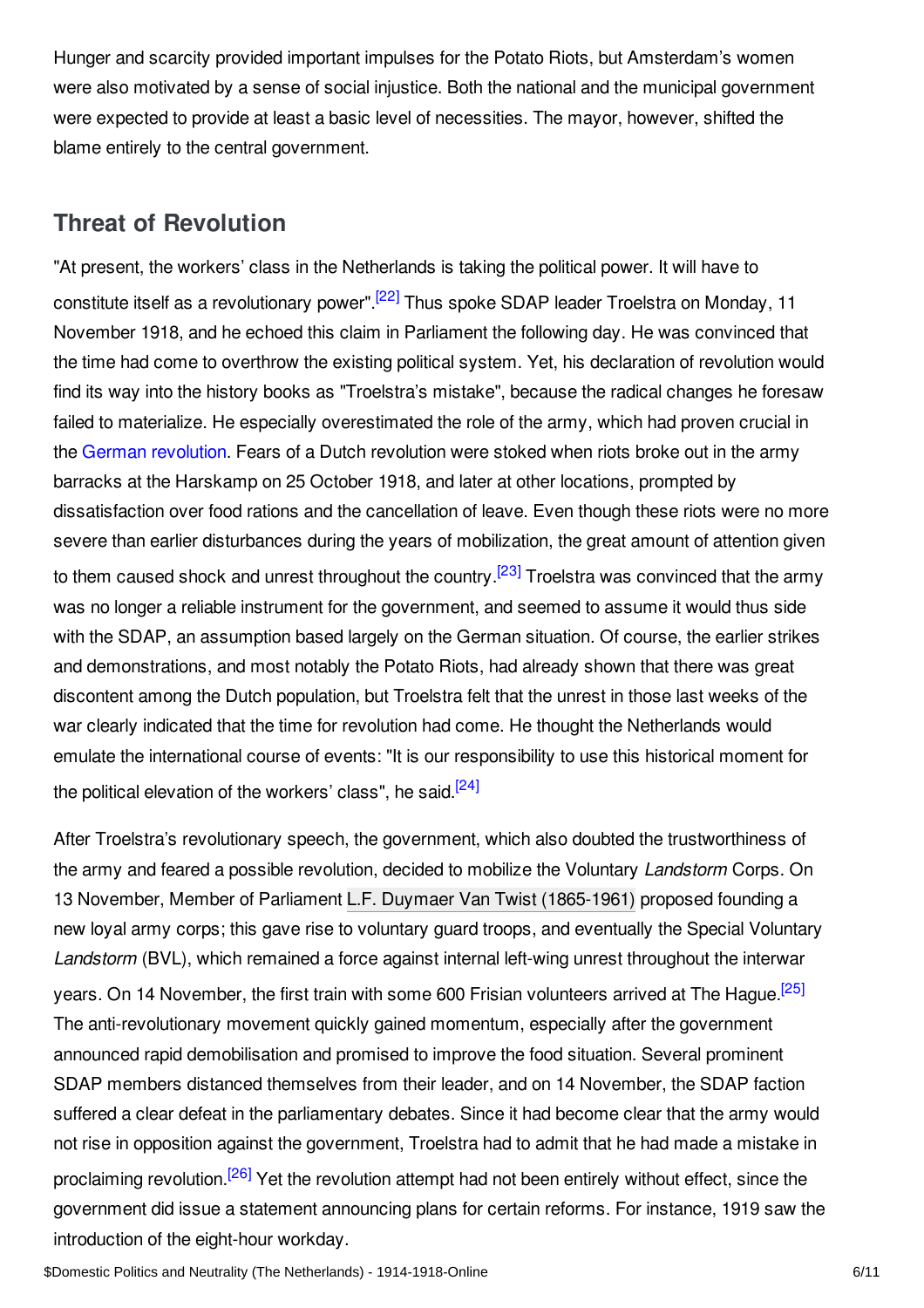Hunger and scarcity provided important impulses for the Potato Riots, but Amsterdam's women were also motivated by a sense of social injustice. Both the national and the municipal government were expected to provide at least a basic level of necessities. The mayor, however, shifted the blame entirely to the central government.

## Threat of Revolution

"At present, the workers' class in the Netherlands is taking the political power. It will have to constitute itself as a revolutionary power".[22] Thus spoke SDAP leader Troelstra on Monday, 11 November 1918, and he echoed this claim in Parliament the following day. He was convinced that the time had come to overthrow the existing political system. Yet, his declaration of revolution would find its way into the history books as "Troelstra's mistake", because the radical changes he foresaw failed to materialize. He especially overestimated the role of the army, which had proven crucial in the German revolution. Fears of a Dutch revolution were stoked when riots broke out in the army barracks at the Harskamp on 25 October 1918, and later at other locations, prompted by dissatisfaction over food rations and the cancellation of leave. Even though these riots were no more severe than earlier disturbances during the years of mobilization, the great amount of attention given to them caused shock and unrest throughout the country.[23] Troelstra was convinced that the army was no longer a reliable instrument for the government, and seemed to assume it would thus side with the SDAP, an assumption based largely on the German situation. Of course, the earlier strikes and demonstrations, and most notably the Potato Riots, had already shown that there was great discontent among the Dutch population, but Troelstra felt that the unrest in those last weeks of the war clearly indicated that the time for revolution had come. He thought the Netherlands would emulate the international course of events: "It is our responsibility to use this historical moment for the political elevation of the workers' class", he said.[24]

After Troelstra's revolutionary speech, the government, which also doubted the trustworthiness of the army and feared a possible revolution, decided to mobilize the Voluntary *Landstorm* Corps. On 13 November, Member of Parliament L.F. Duymaer Van Twist (1865-1961) proposed founding a new loyal army corps; this gave rise to voluntary guard troops, and eventually the Special Voluntary *Landstorm* (BVL), which remained a force against internal left-wing unrest throughout the interwar years. On 14 November, the first train with some 600 Frisian volunteers arrived at The Hague.[25] The anti-revolutionary movement quickly gained momentum, especially after the government announced rapid demobilisation and promised to improve the food situation. Several prominent SDAP members distanced themselves from their leader, and on 14 November, the SDAP faction suffered a clear defeat in the parliamentary debates. Since it had become clear that the army would not rise in opposition against the government, Troelstra had to admit that he had made a mistake in proclaiming revolution.[26] Yet the revolution attempt had not been entirely without effect, since the government did issue a statement announcing plans for certain reforms. For instance, 1919 saw the introduction of the eight-hour workday.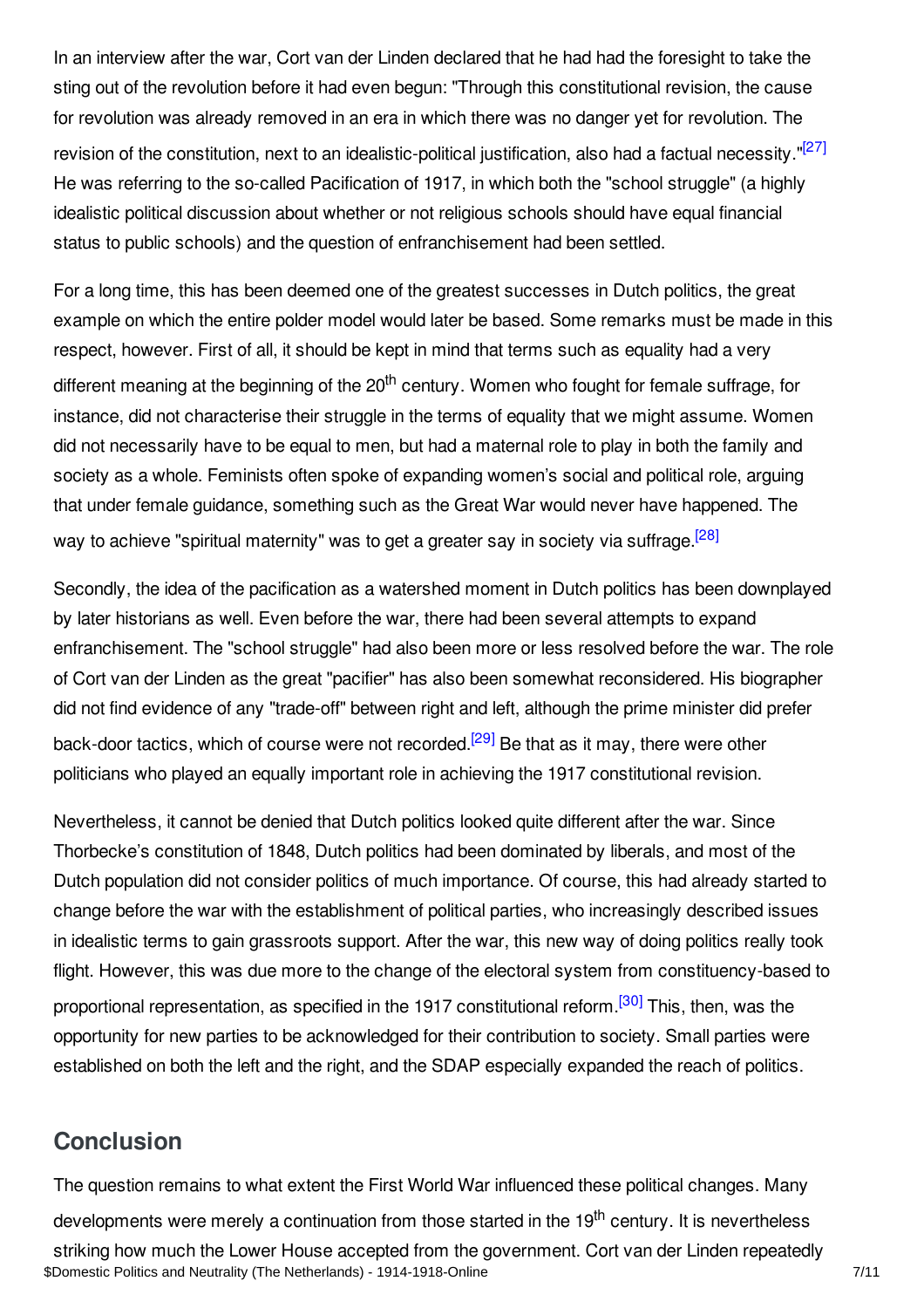In an interview after the war, Cort van der Linden declared that he had had the foresight to take the sting out of the revolution before it had even begun: "Through this constitutional revision, the cause for revolution was already removed in an era in which there was no danger yet for revolution. The revision of the constitution, next to an idealistic-political justification, also had a factual necessity."[27] He was referring to the so-called Pacification of 1917, in which both the "school struggle" (a highly idealistic political discussion about whether or not religious schools should have equal financial status to public schools) and the question of enfranchisement had been settled.

For a long time, this has been deemed one of the greatest successes in Dutch politics, the great example on which the entire polder model would later be based. Some remarks must be made in this respect, however. First of all, it should be kept in mind that terms such as equality had a very different meaning at the beginning of the 20th century. Women who fought for female suffrage, for instance, did not characterise their struggle in the terms of equality that we might assume. Women did not necessarily have to be equal to men, but had a maternal role to play in both the family and society as a whole. Feminists often spoke of expanding women's social and political role, arguing that under female guidance, something such as the Great War would never have happened. The way to achieve "spiritual maternity" was to get a greater say in society via suffrage.[28]

Secondly, the idea of the pacification as a watershed moment in Dutch politics has been downplayed by later historians as well. Even before the war, there had been several attempts to expand enfranchisement. The "school struggle" had also been more or less resolved before the war. The role of Cort van der Linden as the great "pacifier" has also been somewhat reconsidered. His biographer did not find evidence of any "trade-off" between right and left, although the prime minister did prefer back-door tactics, which of course were not recorded.[29] Be that as it may, there were other politicians who played an equally important role in achieving the 1917 constitutional revision.

Nevertheless, it cannot be denied that Dutch politics looked quite different after the war. Since Thorbecke's constitution of 1848, Dutch politics had been dominated by liberals, and most of the Dutch population did not consider politics of much importance. Of course, this had already started to change before the war with the establishment of political parties, who increasingly described issues in idealistic terms to gain grassroots support. After the war, this new way of doing politics really took flight. However, this was due more to the change of the electoral system from constituency-based to proportional representation, as specified in the 1917 constitutional reform.[30] This, then, was the opportunity for new parties to be acknowledged for their contribution to society. Small parties were established on both the left and the right, and the SDAP especially expanded the reach of politics.

## Conclusion

The question remains to what extent the First World War influenced these political changes. Many developments were merely a continuation from those started in the 19th century. It is nevertheless striking how much the Lower House accepted from the government. Cort van der Linden repeatedly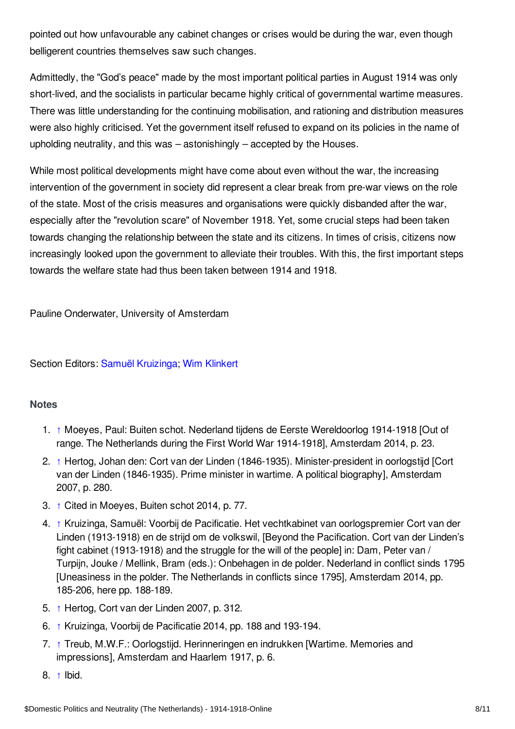pointed out how unfavourable any cabinet changes or crises would be during the war, even though belligerent countries themselves saw such changes.

Admittedly, the "God's peace" made by the most important political parties in August 1914 was only short-lived, and the socialists in particular became highly critical of governmental wartime measures. There was little understanding for the continuing mobilisation, and rationing and distribution measures were also highly criticised. Yet the government itself refused to expand on its policies in the name of upholding neutrality, and this was – astonishingly – accepted by the Houses.

While most political developments might have come about even without the war, the increasing intervention of the government in society did represent a clear break from pre-war views on the role of the state. Most of the crisis measures and organisations were quickly disbanded after the war, especially after the "revolution scare" of November 1918. Yet, some crucial steps had been taken towards changing the relationship between the state and its citizens. In times of crisis, citizens now increasingly looked upon the government to alleviate their troubles. With this, the first important steps towards the welfare state had thus been taken between 1914 and 1918.

Pauline Onderwater, University of Amsterdam

Section Editors: Samuël Kruizinga; Wim Klinkert

### Notes

1. ↑ Moeyes, Paul: Buiten schot. Nederland tijdens de Eerste Wereldoorlog 1914-1918 [Out of range. The Netherlands during the First World War 1914-1918], Amsterdam 2014, p. 23.
2. ↑ Hertog, Johan den: Cort van der Linden (1846-1935). Minister-president in oorlogstijd [Cort van der Linden (1846-1935). Prime minister in wartime. A political biography], Amsterdam 2007, p. 280.
3. ↑ Cited in Moeyes, Buiten schot 2014, p. 77.
4. ↑ Kruizinga, Samuël: Voorbij de Pacificatie. Het vechtkabinet van oorlogspremier Cort van der Linden (1913-1918) en de strijd om de volkswil, [Beyond the Pacification. Cort van der Linden's fight cabinet (1913-1918) and the struggle for the will of the people] in: Dam, Peter van / Turpijn, Jouke / Mellink, Bram (eds.): Onbehagen in de polder. Nederland in conflict sinds 1795 [Uneasiness in the polder. The Netherlands in conflicts since 1795], Amsterdam 2014, pp. 185-206, here pp. 188-189.
5. ↑ Hertog, Cort van der Linden 2007, p. 312.
6. ↑ Kruizinga, Voorbij de Pacificatie 2014, pp. 188 and 193-194.
7. ↑ Treub, M.W.F.: Oorlogstijd. Herinneringen en indrukken [Wartime. Memories and impressions], Amsterdam and Haarlem 1917, p. 6.
8. ↑ Ibid.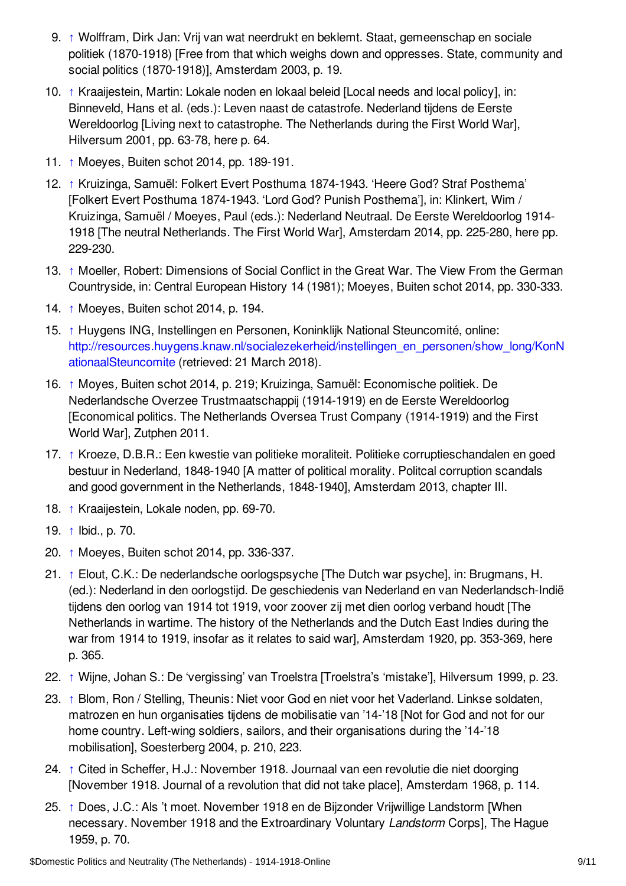9. ↑ Wolffram, Dirk Jan: Vrij van wat neerdrukt en beklemt. Staat, gemeenschap en sociale politiek (1870-1918) [Free from that which weighs down and oppresses. State, community and social politics (1870-1918)], Amsterdam 2003, p. 19.
10. ↑ Kraaijestein, Martin: Lokale noden en lokaal beleid [Local needs and local policy], in: Binneveld, Hans et al. (eds.): Leven naast de catastrofe. Nederland tijdens de Eerste Wereldoorlog [Living next to catastrophe. The Netherlands during the First World War], Hilversum 2001, pp. 63-78, here p. 64.
11. ↑ Moeyes, Buiten schot 2014, pp. 189-191.
12. ↑ Kruizinga, Samuël: Folkert Evert Posthuma 1874-1943. 'Heere God? Straf Posthema' [Folkert Evert Posthuma 1874-1943. 'Lord God? Punish Posthema'], in: Klinkert, Wim / Kruizinga, Samuël / Moeyes, Paul (eds.): Nederland Neutraal. De Eerste Wereldoorlog 1914-1918 [The neutral Netherlands. The First World War], Amsterdam 2014, pp. 225-280, here pp. 229-230.
13. ↑ Moeller, Robert: Dimensions of Social Conflict in the Great War. The View From the German Countryside, in: Central European History 14 (1981); Moeyes, Buiten schot 2014, pp. 330-333.
14. ↑ Moeyes, Buiten schot 2014, p. 194.
15. ↑ Huygens ING, Instellingen en Personen, Koninklijk National Steuncomité, online: http://resources.huygens.knaw.nl/socialezekerheid/instellingen_en_personen/show_long/KonNationaalSteuncomite (retrieved: 21 March 2018).
16. ↑ Moyes*,* Buiten schot 2014, p. 219; Kruizinga, Samuël: Economische politiek. De Nederlandsche Overzee Trustmaatschappij (1914-1919) en de Eerste Wereldoorlog [Economical politics. The Netherlands Oversea Trust Company (1914-1919) and the First World War], Zutphen 2011.
17. ↑ Kroeze, D.B.R.: Een kwestie van politieke moraliteit. Politieke corruptieschandalen en goed bestuur in Nederland, 1848-1940 [A matter of political morality. Politcal corruption scandals and good government in the Netherlands, 1848-1940], Amsterdam 2013, chapter III.
18. ↑ Kraaijestein, Lokale noden, pp. 69-70.
19. ↑ Ibid., p. 70.
20. ↑ Moeyes, Buiten schot 2014, pp. 336-337.
21. ↑ Elout, C.K.: De nederlandsche oorlogspsyche [The Dutch war psyche], in: Brugmans, H. (ed.): Nederland in den oorlogstijd. De geschiedenis van Nederland en van Nederlandsch-Indië tijdens den oorlog van 1914 tot 1919, voor zoover zij met dien oorlog verband houdt [The Netherlands in wartime. The history of the Netherlands and the Dutch East Indies during the war from 1914 to 1919, insofar as it relates to said war]*,* Amsterdam 1920, pp. 353-369, here p. 365.
22. ↑ Wijne, Johan S.: De 'vergissing' van Troelstra [Troelstra's 'mistake'], Hilversum 1999, p. 23.
23. ↑ Blom, Ron / Stelling, Theunis: Niet voor God en niet voor het Vaderland. Linkse soldaten, matrozen en hun organisaties tijdens de mobilisatie van '14-'18 [Not for God and not for our home country. Left-wing soldiers, sailors, and their organisations during the '14-'18 mobilisation], Soesterberg 2004, p. 210, 223.
24. ↑ Cited in Scheffer, H.J.: November 1918. Journaal van een revolutie die niet doorging [November 1918. Journal of a revolution that did not take place], Amsterdam 1968, p. 114.
25. ↑ Does, J.C.: Als 't moet. November 1918 en de Bijzonder Vrijwillige Landstorm [When necessary. November 1918 and the Extraordinary Voluntary *Landstorm* Corps], The Hague 1959, p. 70.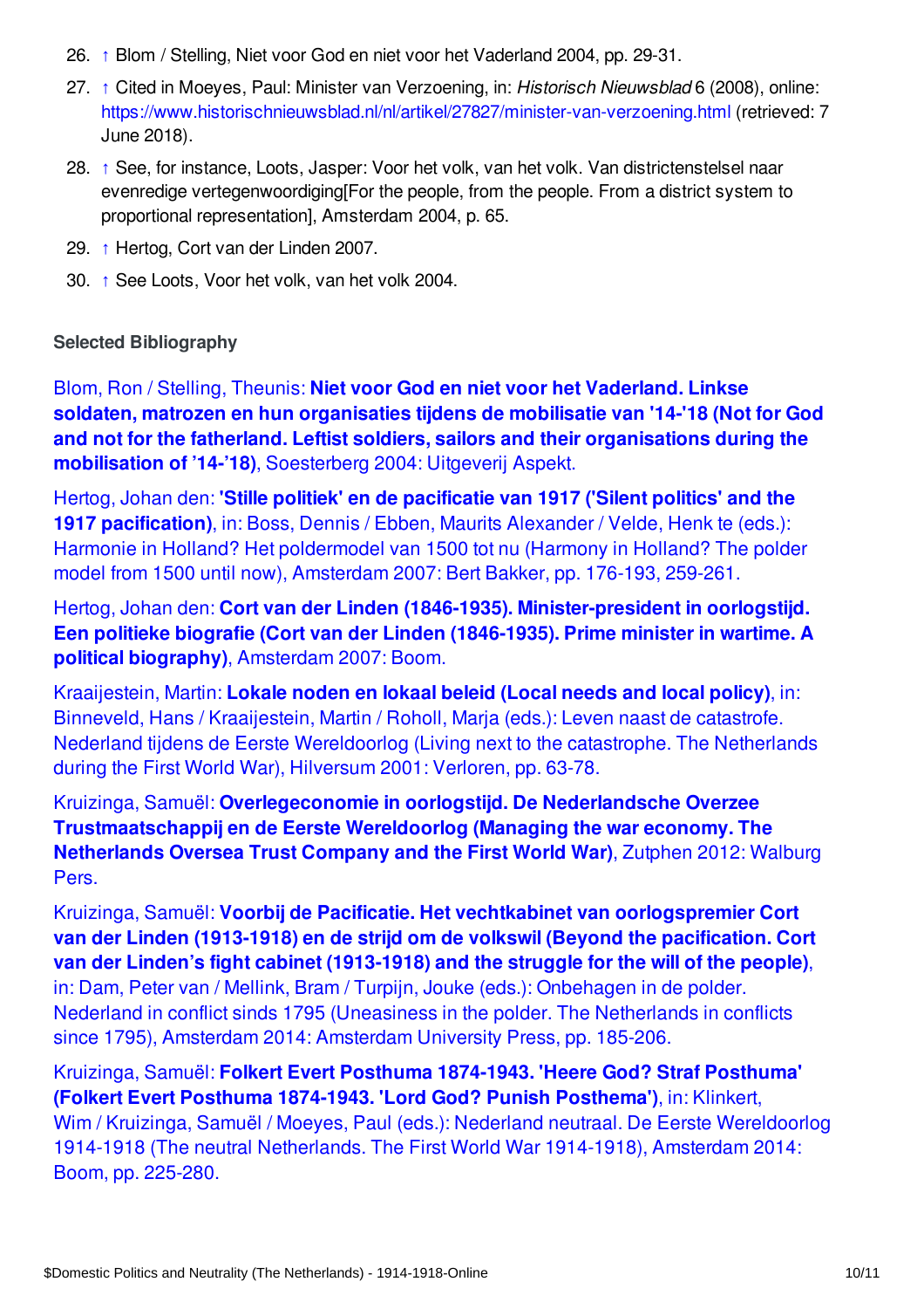26. ↑ Blom / Stelling, Niet voor God en niet voor het Vaderland 2004, pp. 29-31.
27. ↑ Cited in Moeyes, Paul: Minister van Verzoening, in: *Historisch Nieuwsblad* 6 (2008), online: https://www.historischnieuwsblad.nl/nl/artikel/27827/minister-van-verzoening.html (retrieved: 7 June 2018).
28. ↑ See, for instance, Loots, Jasper: Voor het volk, van het volk. Van districtenstelsel naar evenredige vertegenwoordiging[For the people, from the people. From a district system to proportional representation], Amsterdam 2004, p. 65.
29. ↑ Hertog, Cort van der Linden 2007.
30. ↑ See Loots, Voor het volk, van het volk 2004.

**Selected Bibliography**

Blom, Ron / Stelling, Theunis: **Niet voor God en niet voor het Vaderland. Linkse soldaten, matrozen en hun organisaties tijdens de mobilisatie van '14-'18 (Not for God and not for the fatherland. Leftist soldiers, sailors and their organisations during the mobilisation of '14-'18)**, Soesterberg 2004: Uitgeverij Aspekt.

Hertog, Johan den: **'Stille politiek' en de pacificatie van 1917 ('Silent politics' and the 1917 pacification)**, in: Boss, Dennis / Ebben, Maurits Alexander / Velde, Henk te (eds.): Harmonie in Holland? Het poldermodel van 1500 tot nu (Harmony in Holland? The polder model from 1500 until now), Amsterdam 2007: Bert Bakker, pp. 176-193, 259-261.

Hertog, Johan den: **Cort van der Linden (1846-1935). Minister-president in oorlogstijd. Een politieke biografie (Cort van der Linden (1846-1935). Prime minister in wartime. A political biography)**, Amsterdam 2007: Boom.

Kraaijestein, Martin: **Lokale noden en lokaal beleid (Local needs and local policy)**, in: Binneveld, Hans / Kraaijestein, Martin / Roholl, Marja (eds.): Leven naast de catastrofe. Nederland tijdens de Eerste Wereldoorlog (Living next to the catastrophe. The Netherlands during the First World War), Hilversum 2001: Verloren, pp. 63-78.

Kruizinga, Samuël: **Overlegeconomie in oorlogstijd. De Nederlandsche Overzee Trustmaatschappij en de Eerste Wereldoorlog (Managing the war economy. The Netherlands Oversea Trust Company and the First World War)**, Zutphen 2012: Walburg Pers.

Kruizinga, Samuël: **Voorbij de Pacificatie. Het vechtkabinet van oorlogspremier Cort van der Linden (1913-1918) en de strijd om de volkswil (Beyond the pacification. Cort van der Linden's fight cabinet (1913-1918) and the struggle for the will of the people)**, in: Dam, Peter van / Mellink, Bram / Turpijn, Jouke (eds.): Onbehagen in de polder. Nederland in conflict sinds 1795 (Uneasiness in the polder. The Netherlands in conflicts since 1795), Amsterdam 2014: Amsterdam University Press, pp. 185-206.

Kruizinga, Samuël: **Folkert Evert Posthuma 1874-1943. 'Heere God? Straf Posthuma' (Folkert Evert Posthuma 1874-1943. 'Lord God? Punish Posthema')**, in: Klinkert, Wim / Kruizinga, Samuël / Moeyes, Paul (eds.): Nederland neutraal. De Eerste Wereldoorlog 1914-1918 (The neutral Netherlands. The First World War 1914-1918), Amsterdam 2014: Boom, pp. 225-280.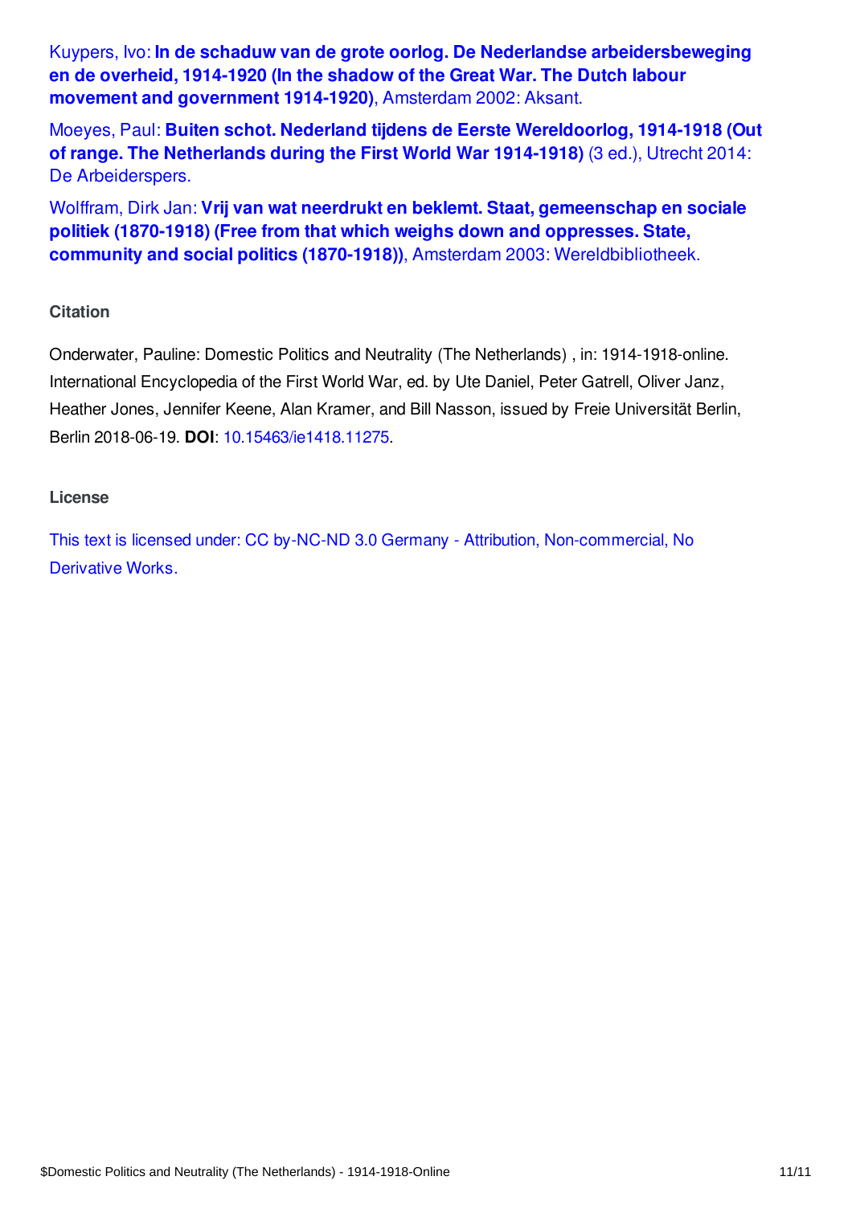Kuypers, Ivo: **In de schaduw van de grote oorlog. De Nederlandse arbeidersbeweging en de overheid, 1914-1920 (In the shadow of the Great War. The Dutch labour movement and government 1914-1920)**, Amsterdam 2002: Aksant.

Moeyes, Paul: **Buiten schot. Nederland tijdens de Eerste Wereldoorlog, 1914-1918 (Out of range. The Netherlands during the First World War 1914-1918)** (3 ed.), Utrecht 2014: De Arbeiderspers.

Wolffram, Dirk Jan: **Vrij van wat neerdrukt en beklemt. Staat, gemeenschap en sociale politiek (1870-1918) (Free from that which weighs down and oppresses. State, community and social politics (1870-1918))**, Amsterdam 2003: Wereldbibliotheek.

### Citation

Onderwater, Pauline: Domestic Politics and Neutrality (The Netherlands) , in: 1914-1918-online. International Encyclopedia of the First World War, ed. by Ute Daniel, Peter Gatrell, Oliver Janz, Heather Jones, Jennifer Keene, Alan Kramer, and Bill Nasson, issued by Freie Universität Berlin, Berlin 2018-06-19. **DOI**: 10.15463/ie1418.11275.

### License

This text is licensed under: CC by-NC-ND 3.0 Germany - Attribution, Non-commercial, No Derivative Works.